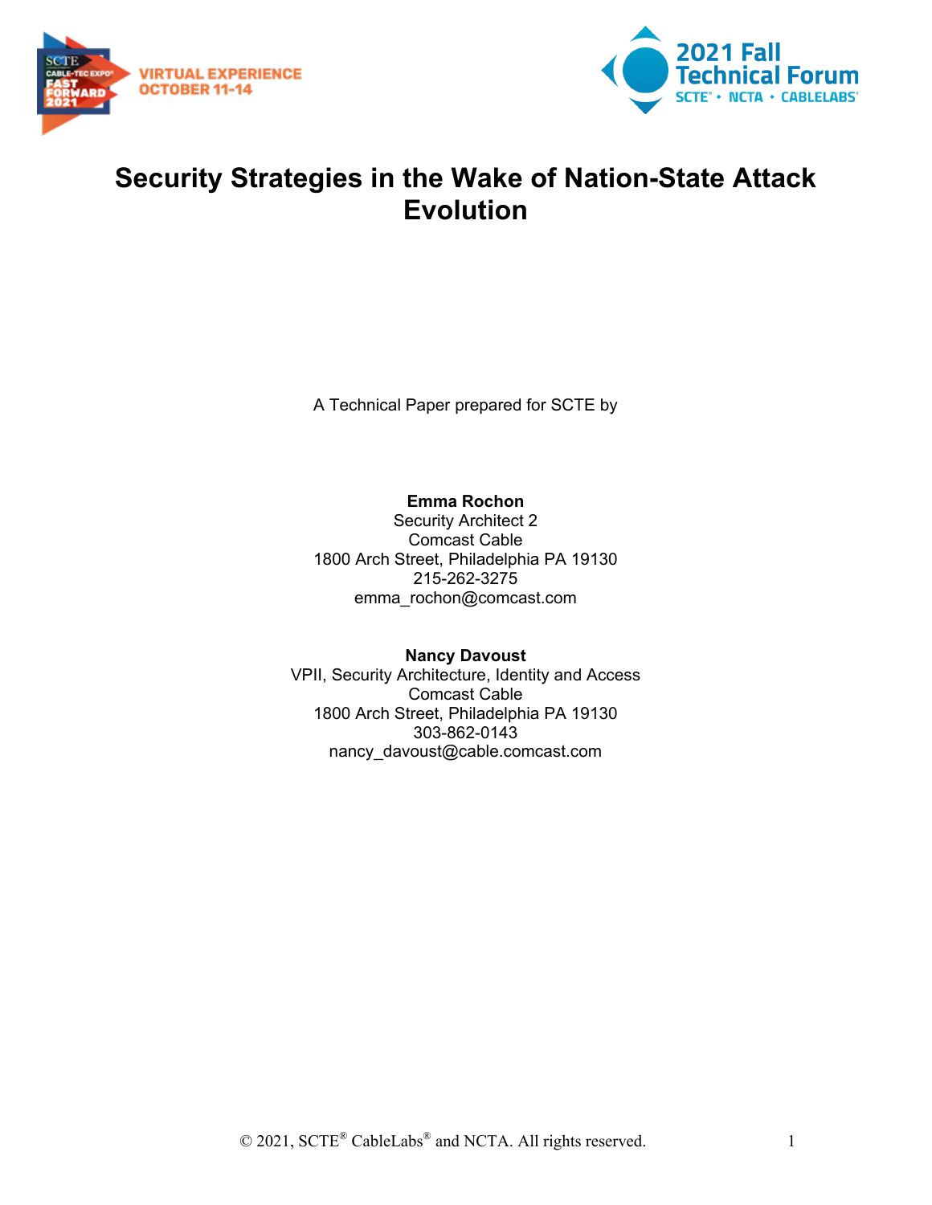# Security Strategies in the Wake of Nation-State Attack Evolution

A Technical Paper prepared for SCTE by

**Emma Rochon**
Security Architect 2
Comcast Cable
1800 Arch Street, Philadelphia PA 19130
215-262-3275
emma_rochon@comcast.com

**Nancy Davoust**
VPII, Security Architecture, Identity and Access
Comcast Cable
1800 Arch Street, Philadelphia PA 19130
303-862-0143
nancy_davoust@cable.comcast.com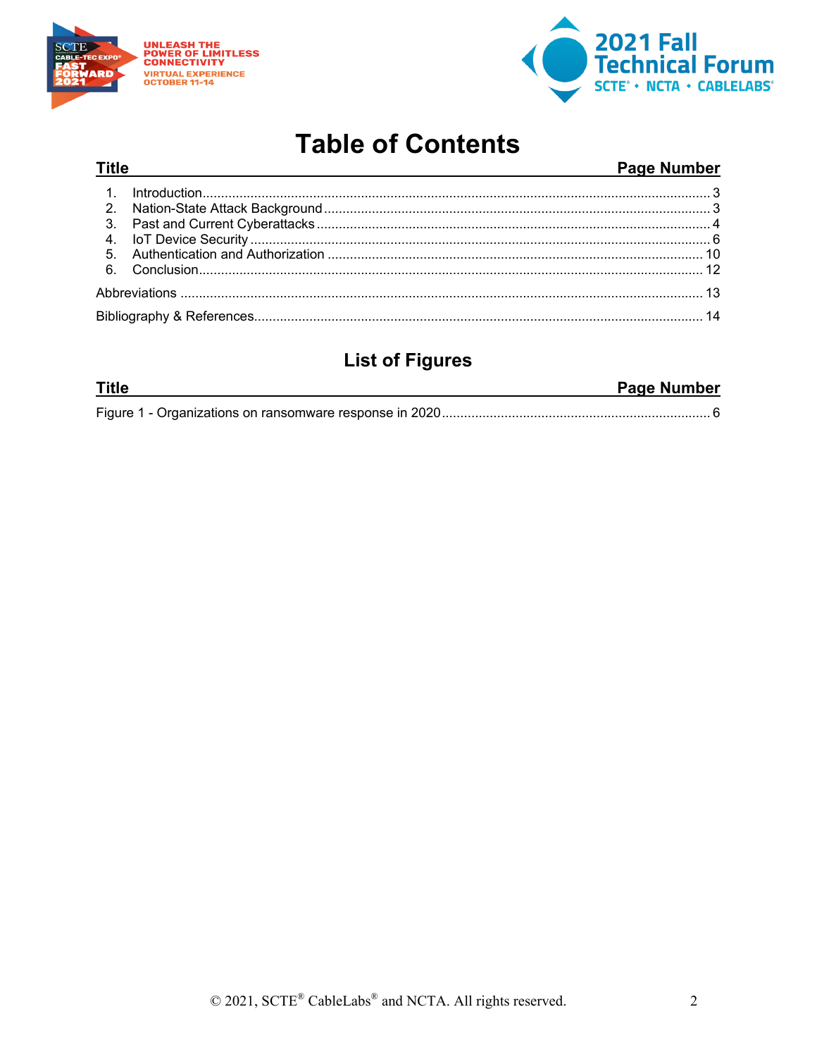# Table of Contents

| Title | Page Number |
|---|---|
| 1. Introduction | 3 |
| 2. Nation-State Attack Background | 3 |
| 3. Past and Current Cyberattacks | 4 |
| 4. IoT Device Security | 6 |
| 5. Authentication and Authorization | 10 |
| 6. Conclusion | 12 |
| Abbreviations | 13 |
| Bibliography & References | 14 |

## List of Figures

| Title | Page Number |
|---|---|
| Figure 1 - Organizations on ransomware response in 2020 | 6 |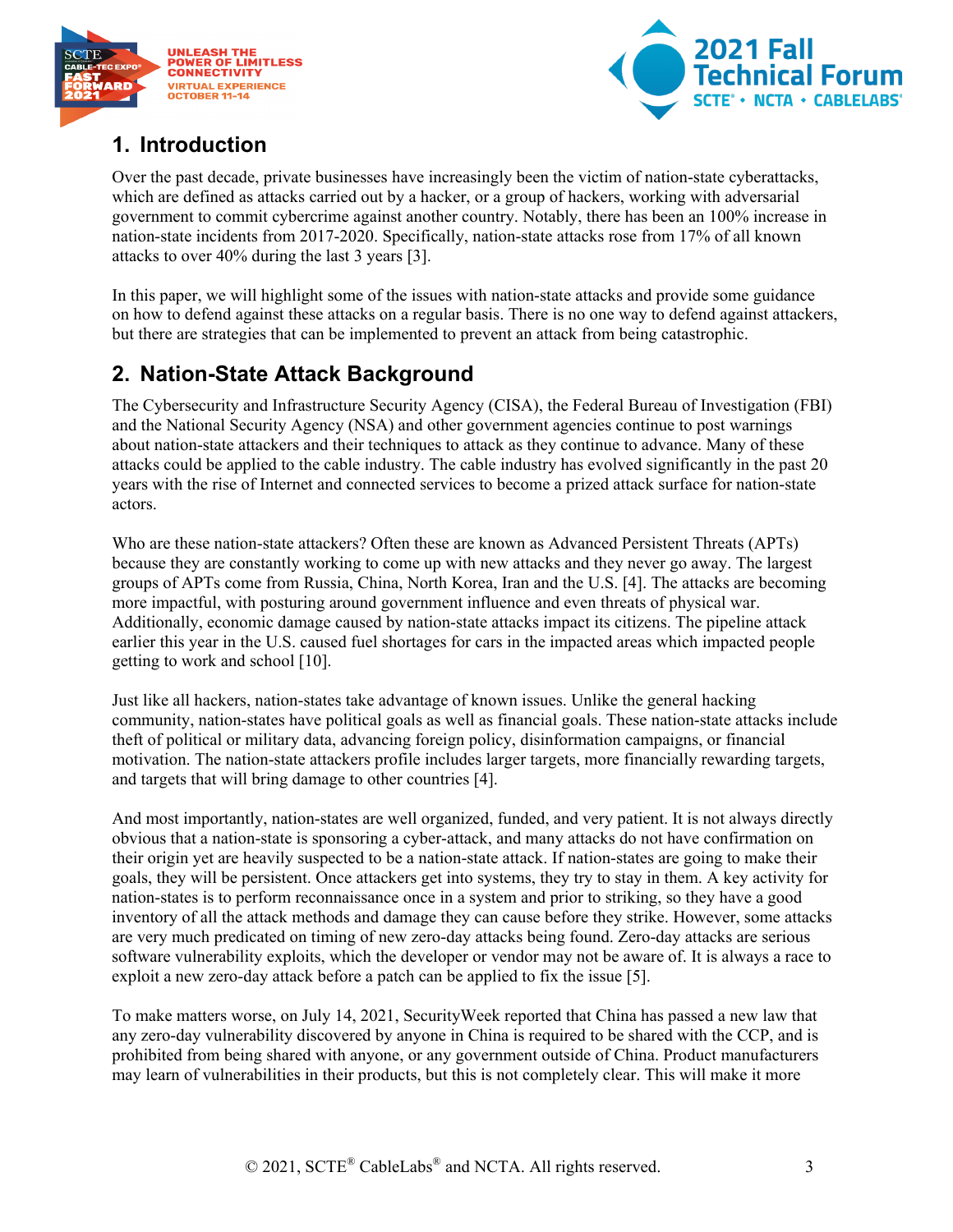## 1. Introduction

Over the past decade, private businesses have increasingly been the victim of nation-state cyberattacks, which are defined as attacks carried out by a hacker, or a group of hackers, working with adversarial government to commit cybercrime against another country. Notably, there has been an 100% increase in nation-state incidents from 2017-2020. Specifically, nation-state attacks rose from 17% of all known attacks to over 40% during the last 3 years [3].

In this paper, we will highlight some of the issues with nation-state attacks and provide some guidance on how to defend against these attacks on a regular basis. There is no one way to defend against attackers, but there are strategies that can be implemented to prevent an attack from being catastrophic.

## 2. Nation-State Attack Background

The Cybersecurity and Infrastructure Security Agency (CISA), the Federal Bureau of Investigation (FBI) and the National Security Agency (NSA) and other government agencies continue to post warnings about nation-state attackers and their techniques to attack as they continue to advance. Many of these attacks could be applied to the cable industry. The cable industry has evolved significantly in the past 20 years with the rise of Internet and connected services to become a prized attack surface for nation-state actors.

Who are these nation-state attackers? Often these are known as Advanced Persistent Threats (APTs) because they are constantly working to come up with new attacks and they never go away. The largest groups of APTs come from Russia, China, North Korea, Iran and the U.S. [4]. The attacks are becoming more impactful, with posturing around government influence and even threats of physical war. Additionally, economic damage caused by nation-state attacks impact its citizens. The pipeline attack earlier this year in the U.S. caused fuel shortages for cars in the impacted areas which impacted people getting to work and school [10].

Just like all hackers, nation-states take advantage of known issues. Unlike the general hacking community, nation-states have political goals as well as financial goals. These nation-state attacks include theft of political or military data, advancing foreign policy, disinformation campaigns, or financial motivation. The nation-state attackers profile includes larger targets, more financially rewarding targets, and targets that will bring damage to other countries [4].

And most importantly, nation-states are well organized, funded, and very patient. It is not always directly obvious that a nation-state is sponsoring a cyber-attack, and many attacks do not have confirmation on their origin yet are heavily suspected to be a nation-state attack. If nation-states are going to make their goals, they will be persistent. Once attackers get into systems, they try to stay in them. A key activity for nation-states is to perform reconnaissance once in a system and prior to striking, so they have a good inventory of all the attack methods and damage they can cause before they strike. However, some attacks are very much predicated on timing of new zero-day attacks being found. Zero-day attacks are serious software vulnerability exploits, which the developer or vendor may not be aware of. It is always a race to exploit a new zero-day attack before a patch can be applied to fix the issue [5].

To make matters worse, on July 14, 2021, SecurityWeek reported that China has passed a new law that any zero-day vulnerability discovered by anyone in China is required to be shared with the CCP, and is prohibited from being shared with anyone, or any government outside of China. Product manufacturers may learn of vulnerabilities in their products, but this is not completely clear. This will make it more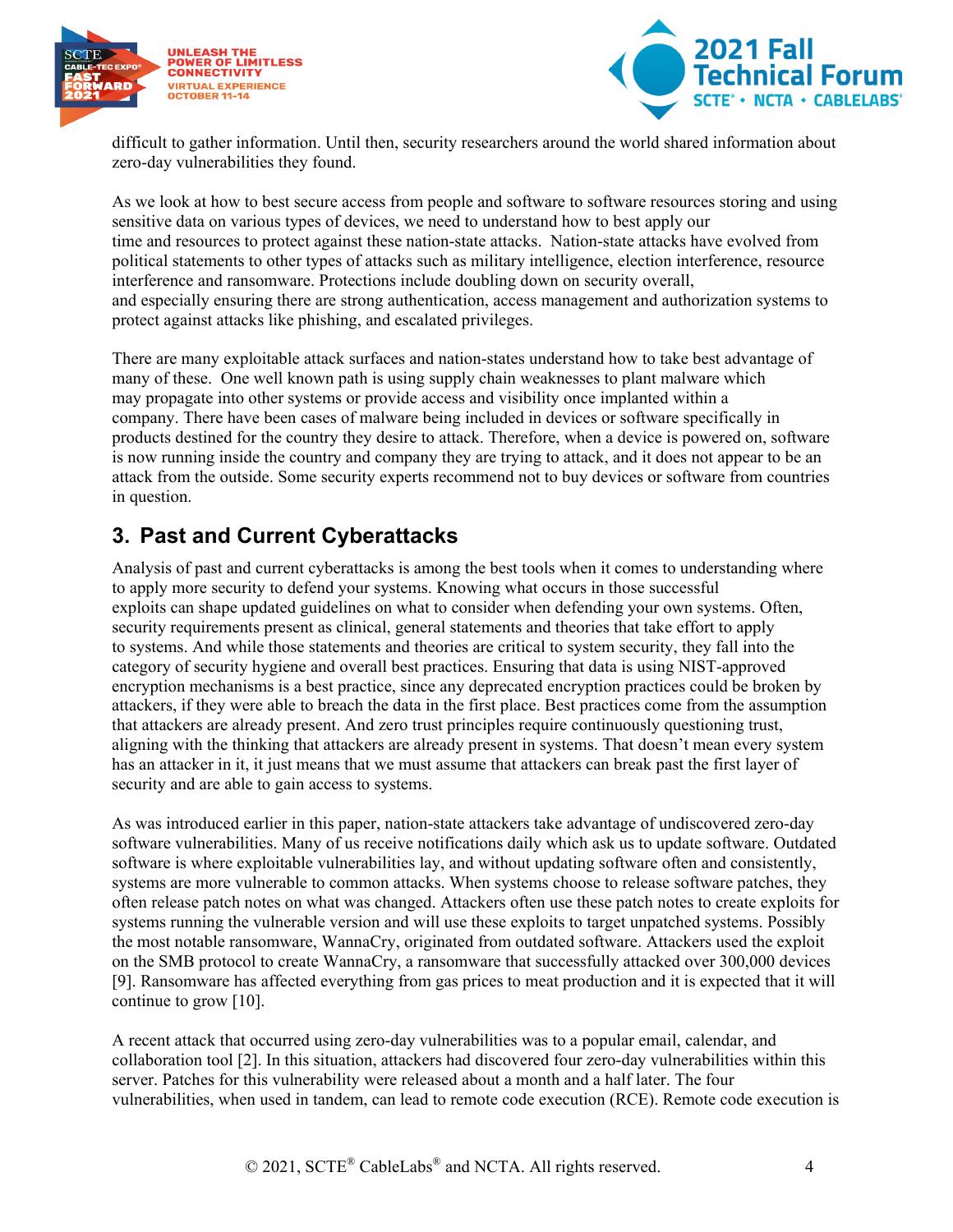difficult to gather information. Until then, security researchers around the world shared information about zero-day vulnerabilities they found.

As we look at how to best secure access from people and software to software resources storing and using sensitive data on various types of devices, we need to understand how to best apply our time and resources to protect against these nation-state attacks. Nation-state attacks have evolved from political statements to other types of attacks such as military intelligence, election interference, resource interference and ransomware. Protections include doubling down on security overall, and especially ensuring there are strong authentication, access management and authorization systems to protect against attacks like phishing, and escalated privileges.

There are many exploitable attack surfaces and nation-states understand how to take best advantage of many of these. One well known path is using supply chain weaknesses to plant malware which may propagate into other systems or provide access and visibility once implanted within a company. There have been cases of malware being included in devices or software specifically in products destined for the country they desire to attack. Therefore, when a device is powered on, software is now running inside the country and company they are trying to attack, and it does not appear to be an attack from the outside. Some security experts recommend not to buy devices or software from countries in question.

## 3. Past and Current Cyberattacks

Analysis of past and current cyberattacks is among the best tools when it comes to understanding where to apply more security to defend your systems. Knowing what occurs in those successful exploits can shape updated guidelines on what to consider when defending your own systems. Often, security requirements present as clinical, general statements and theories that take effort to apply to systems. And while those statements and theories are critical to system security, they fall into the category of security hygiene and overall best practices. Ensuring that data is using NIST-approved encryption mechanisms is a best practice, since any deprecated encryption practices could be broken by attackers, if they were able to breach the data in the first place. Best practices come from the assumption that attackers are already present. And zero trust principles require continuously questioning trust, aligning with the thinking that attackers are already present in systems. That doesn't mean every system has an attacker in it, it just means that we must assume that attackers can break past the first layer of security and are able to gain access to systems.

As was introduced earlier in this paper, nation-state attackers take advantage of undiscovered zero-day software vulnerabilities. Many of us receive notifications daily which ask us to update software. Outdated software is where exploitable vulnerabilities lay, and without updating software often and consistently, systems are more vulnerable to common attacks. When systems choose to release software patches, they often release patch notes on what was changed. Attackers often use these patch notes to create exploits for systems running the vulnerable version and will use these exploits to target unpatched systems. Possibly the most notable ransomware, WannaCry, originated from outdated software. Attackers used the exploit on the SMB protocol to create WannaCry, a ransomware that successfully attacked over 300,000 devices [9]. Ransomware has affected everything from gas prices to meat production and it is expected that it will continue to grow [10].

A recent attack that occurred using zero-day vulnerabilities was to a popular email, calendar, and collaboration tool [2]. In this situation, attackers had discovered four zero-day vulnerabilities within this server. Patches for this vulnerability were released about a month and a half later. The four vulnerabilities, when used in tandem, can lead to remote code execution (RCE). Remote code execution is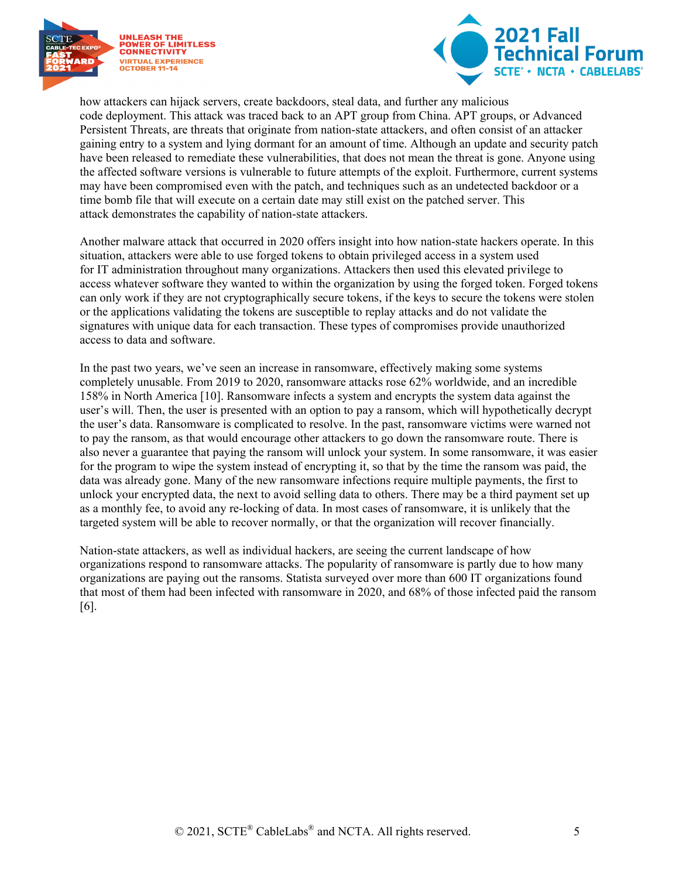how attackers can hijack servers, create backdoors, steal data, and further any malicious code deployment. This attack was traced back to an APT group from China. APT groups, or Advanced Persistent Threats, are threats that originate from nation-state attackers, and often consist of an attacker gaining entry to a system and lying dormant for an amount of time. Although an update and security patch have been released to remediate these vulnerabilities, that does not mean the threat is gone. Anyone using the affected software versions is vulnerable to future attempts of the exploit. Furthermore, current systems may have been compromised even with the patch, and techniques such as an undetected backdoor or a time bomb file that will execute on a certain date may still exist on the patched server. This attack demonstrates the capability of nation-state attackers.

Another malware attack that occurred in 2020 offers insight into how nation-state hackers operate. In this situation, attackers were able to use forged tokens to obtain privileged access in a system used for IT administration throughout many organizations. Attackers then used this elevated privilege to access whatever software they wanted to within the organization by using the forged token. Forged tokens can only work if they are not cryptographically secure tokens, if the keys to secure the tokens were stolen or the applications validating the tokens are susceptible to replay attacks and do not validate the signatures with unique data for each transaction. These types of compromises provide unauthorized access to data and software.

In the past two years, we've seen an increase in ransomware, effectively making some systems completely unusable. From 2019 to 2020, ransomware attacks rose 62% worldwide, and an incredible 158% in North America [10]. Ransomware infects a system and encrypts the system data against the user's will. Then, the user is presented with an option to pay a ransom, which will hypothetically decrypt the user's data. Ransomware is complicated to resolve. In the past, ransomware victims were warned not to pay the ransom, as that would encourage other attackers to go down the ransomware route. There is also never a guarantee that paying the ransom will unlock your system. In some ransomware, it was easier for the program to wipe the system instead of encrypting it, so that by the time the ransom was paid, the data was already gone. Many of the new ransomware infections require multiple payments, the first to unlock your encrypted data, the next to avoid selling data to others. There may be a third payment set up as a monthly fee, to avoid any re-locking of data. In most cases of ransomware, it is unlikely that the targeted system will be able to recover normally, or that the organization will recover financially.

Nation-state attackers, as well as individual hackers, are seeing the current landscape of how organizations respond to ransomware attacks. The popularity of ransomware is partly due to how many organizations are paying out the ransoms. Statista surveyed over more than 600 IT organizations found that most of them had been infected with ransomware in 2020, and 68% of those infected paid the ransom [6].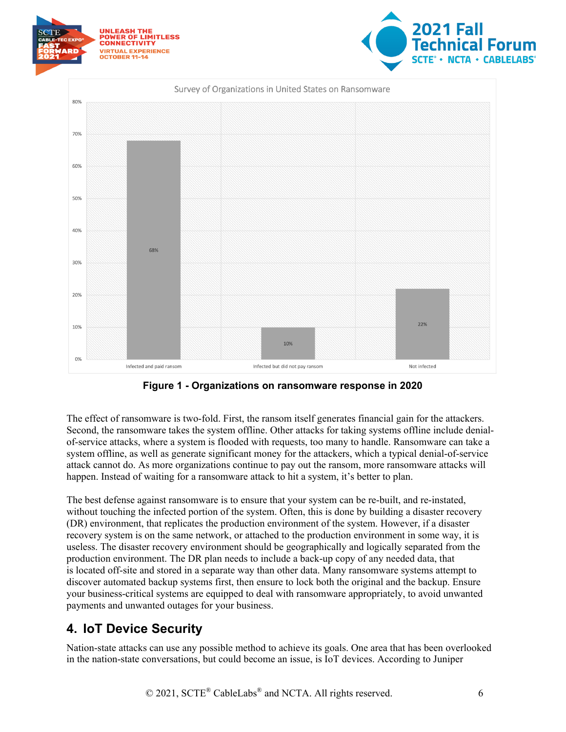Figure 1 - Organizations on ransomware response in 2020

The effect of ransomware is two-fold. First, the ransom itself generates financial gain for the attackers. Second, the ransomware takes the system offline. Other attacks for taking systems offline include denial-of-service attacks, where a system is flooded with requests, too many to handle. Ransomware can take a system offline, as well as generate significant money for the attackers, which a typical denial-of-service attack cannot do. As more organizations continue to pay out the ransom, more ransomware attacks will happen. Instead of waiting for a ransomware attack to hit a system, it's better to plan.

The best defense against ransomware is to ensure that your system can be re-built, and re-instated, without touching the infected portion of the system. Often, this is done by building a disaster recovery (DR) environment, that replicates the production environment of the system. However, if a disaster recovery system is on the same network, or attached to the production environment in some way, it is useless. The disaster recovery environment should be geographically and logically separated from the production environment. The DR plan needs to include a back-up copy of any needed data, that is located off-site and stored in a separate way than other data. Many ransomware systems attempt to discover automated backup systems first, then ensure to lock both the original and the backup. Ensure your business-critical systems are equipped to deal with ransomware appropriately, to avoid unwanted payments and unwanted outages for your business.

## 4. IoT Device Security

Nation-state attacks can use any possible method to achieve its goals. One area that has been overlooked in the nation-state conversations, but could become an issue, is IoT devices. According to Juniper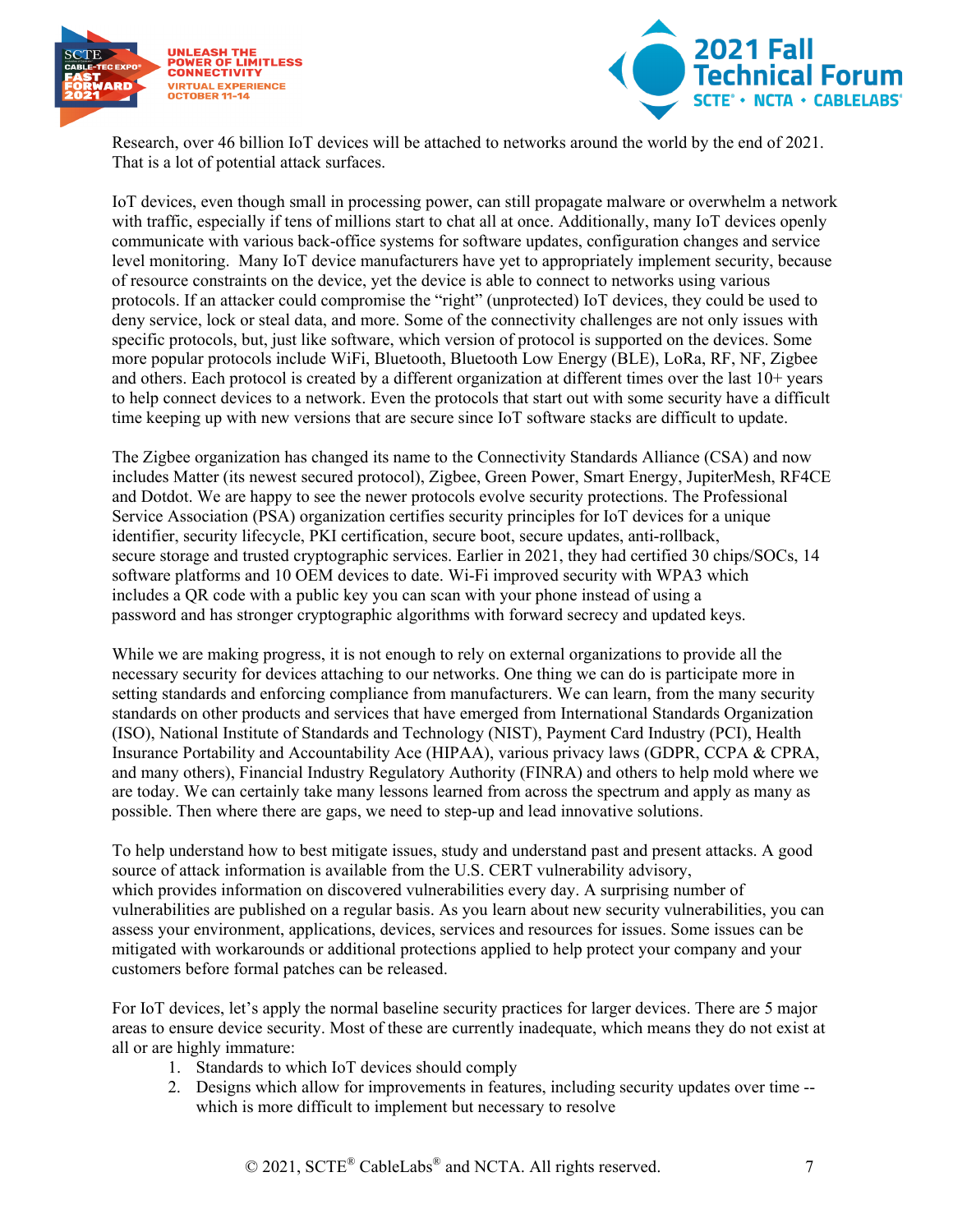Research, over 46 billion IoT devices will be attached to networks around the world by the end of 2021. That is a lot of potential attack surfaces.

IoT devices, even though small in processing power, can still propagate malware or overwhelm a network with traffic, especially if tens of millions start to chat all at once. Additionally, many IoT devices openly communicate with various back-office systems for software updates, configuration changes and service level monitoring. Many IoT device manufacturers have yet to appropriately implement security, because of resource constraints on the device, yet the device is able to connect to networks using various protocols. If an attacker could compromise the "right" (unprotected) IoT devices, they could be used to deny service, lock or steal data, and more. Some of the connectivity challenges are not only issues with specific protocols, but, just like software, which version of protocol is supported on the devices. Some more popular protocols include WiFi, Bluetooth, Bluetooth Low Energy (BLE), LoRa, RF, NF, Zigbee and others. Each protocol is created by a different organization at different times over the last 10+ years to help connect devices to a network. Even the protocols that start out with some security have a difficult time keeping up with new versions that are secure since IoT software stacks are difficult to update.

The Zigbee organization has changed its name to the Connectivity Standards Alliance (CSA) and now includes Matter (its newest secured protocol), Zigbee, Green Power, Smart Energy, JupiterMesh, RF4CE and Dotdot. We are happy to see the newer protocols evolve security protections. The Professional Service Association (PSA) organization certifies security principles for IoT devices for a unique identifier, security lifecycle, PKI certification, secure boot, secure updates, anti-rollback, secure storage and trusted cryptographic services. Earlier in 2021, they had certified 30 chips/SOCs, 14 software platforms and 10 OEM devices to date. Wi-Fi improved security with WPA3 which includes a QR code with a public key you can scan with your phone instead of using a password and has stronger cryptographic algorithms with forward secrecy and updated keys.

While we are making progress, it is not enough to rely on external organizations to provide all the necessary security for devices attaching to our networks. One thing we can do is participate more in setting standards and enforcing compliance from manufacturers. We can learn, from the many security standards on other products and services that have emerged from International Standards Organization (ISO), National Institute of Standards and Technology (NIST), Payment Card Industry (PCI), Health Insurance Portability and Accountability Ace (HIPAA), various privacy laws (GDPR, CCPA & CPRA, and many others), Financial Industry Regulatory Authority (FINRA) and others to help mold where we are today. We can certainly take many lessons learned from across the spectrum and apply as many as possible. Then where there are gaps, we need to step-up and lead innovative solutions.

To help understand how to best mitigate issues, study and understand past and present attacks. A good source of attack information is available from the U.S. CERT vulnerability advisory, which provides information on discovered vulnerabilities every day. A surprising number of vulnerabilities are published on a regular basis. As you learn about new security vulnerabilities, you can assess your environment, applications, devices, services and resources for issues. Some issues can be mitigated with workarounds or additional protections applied to help protect your company and your customers before formal patches can be released.

For IoT devices, let's apply the normal baseline security practices for larger devices. There are 5 major areas to ensure device security. Most of these are currently inadequate, which means they do not exist at all or are highly immature:

1. Standards to which IoT devices should comply
2. Designs which allow for improvements in features, including security updates over time -- which is more difficult to implement but necessary to resolve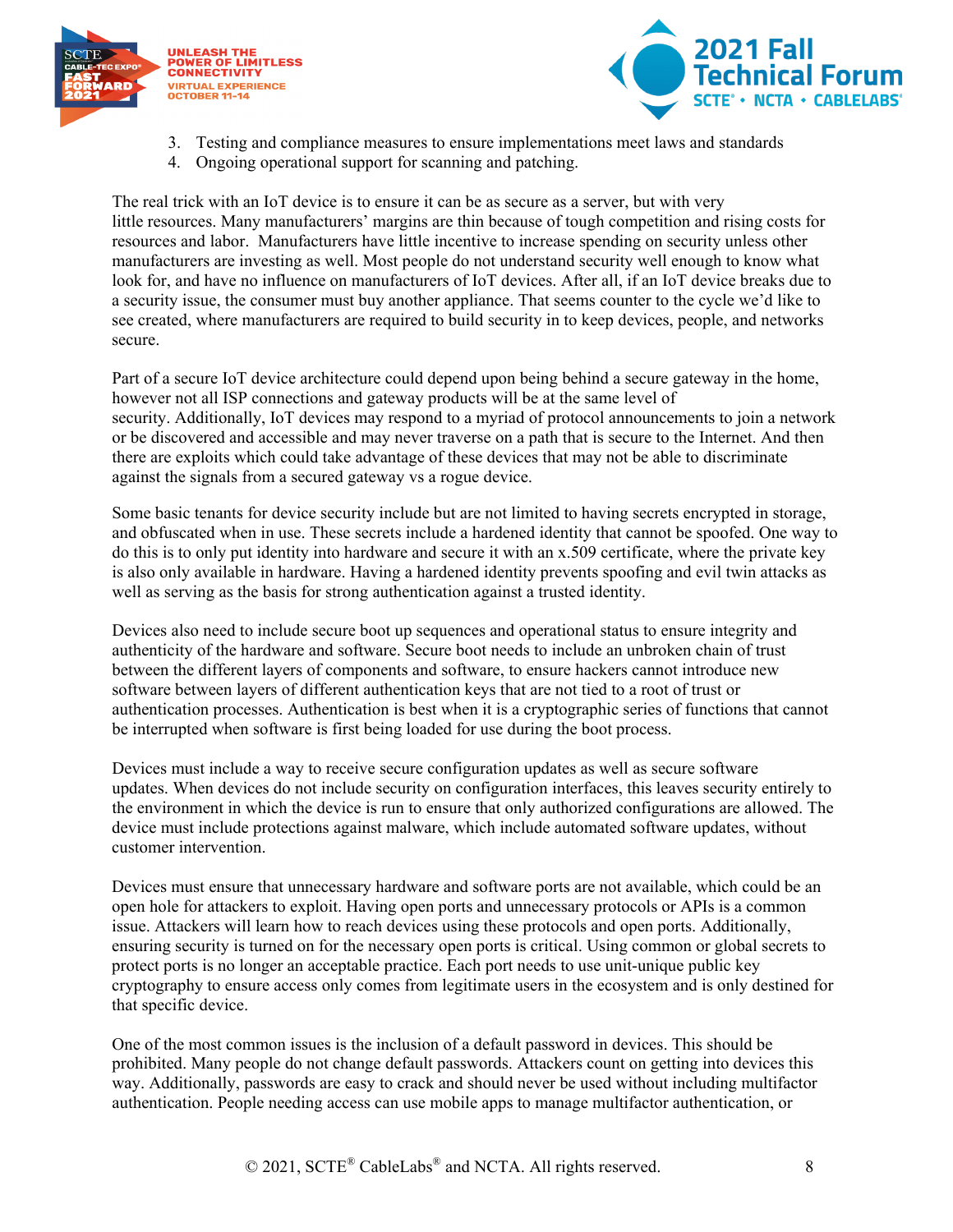3. Testing and compliance measures to ensure implementations meet laws and standards
4. Ongoing operational support for scanning and patching.

The real trick with an IoT device is to ensure it can be as secure as a server, but with very little resources. Many manufacturers' margins are thin because of tough competition and rising costs for resources and labor. Manufacturers have little incentive to increase spending on security unless other manufacturers are investing as well. Most people do not understand security well enough to know what look for, and have no influence on manufacturers of IoT devices. After all, if an IoT device breaks due to a security issue, the consumer must buy another appliance. That seems counter to the cycle we'd like to see created, where manufacturers are required to build security in to keep devices, people, and networks secure.

Part of a secure IoT device architecture could depend upon being behind a secure gateway in the home, however not all ISP connections and gateway products will be at the same level of security. Additionally, IoT devices may respond to a myriad of protocol announcements to join a network or be discovered and accessible and may never traverse on a path that is secure to the Internet. And then there are exploits which could take advantage of these devices that may not be able to discriminate against the signals from a secured gateway vs a rogue device.

Some basic tenants for device security include but are not limited to having secrets encrypted in storage, and obfuscated when in use. These secrets include a hardened identity that cannot be spoofed. One way to do this is to only put identity into hardware and secure it with an x.509 certificate, where the private key is also only available in hardware. Having a hardened identity prevents spoofing and evil twin attacks as well as serving as the basis for strong authentication against a trusted identity.

Devices also need to include secure boot up sequences and operational status to ensure integrity and authenticity of the hardware and software. Secure boot needs to include an unbroken chain of trust between the different layers of components and software, to ensure hackers cannot introduce new software between layers of different authentication keys that are not tied to a root of trust or authentication processes. Authentication is best when it is a cryptographic series of functions that cannot be interrupted when software is first being loaded for use during the boot process.

Devices must include a way to receive secure configuration updates as well as secure software updates. When devices do not include security on configuration interfaces, this leaves security entirely to the environment in which the device is run to ensure that only authorized configurations are allowed. The device must include protections against malware, which include automated software updates, without customer intervention.

Devices must ensure that unnecessary hardware and software ports are not available, which could be an open hole for attackers to exploit. Having open ports and unnecessary protocols or APIs is a common issue. Attackers will learn how to reach devices using these protocols and open ports. Additionally, ensuring security is turned on for the necessary open ports is critical. Using common or global secrets to protect ports is no longer an acceptable practice. Each port needs to use unit-unique public key cryptography to ensure access only comes from legitimate users in the ecosystem and is only destined for that specific device.

One of the most common issues is the inclusion of a default password in devices. This should be prohibited. Many people do not change default passwords. Attackers count on getting into devices this way. Additionally, passwords are easy to crack and should never be used without including multifactor authentication. People needing access can use mobile apps to manage multifactor authentication, or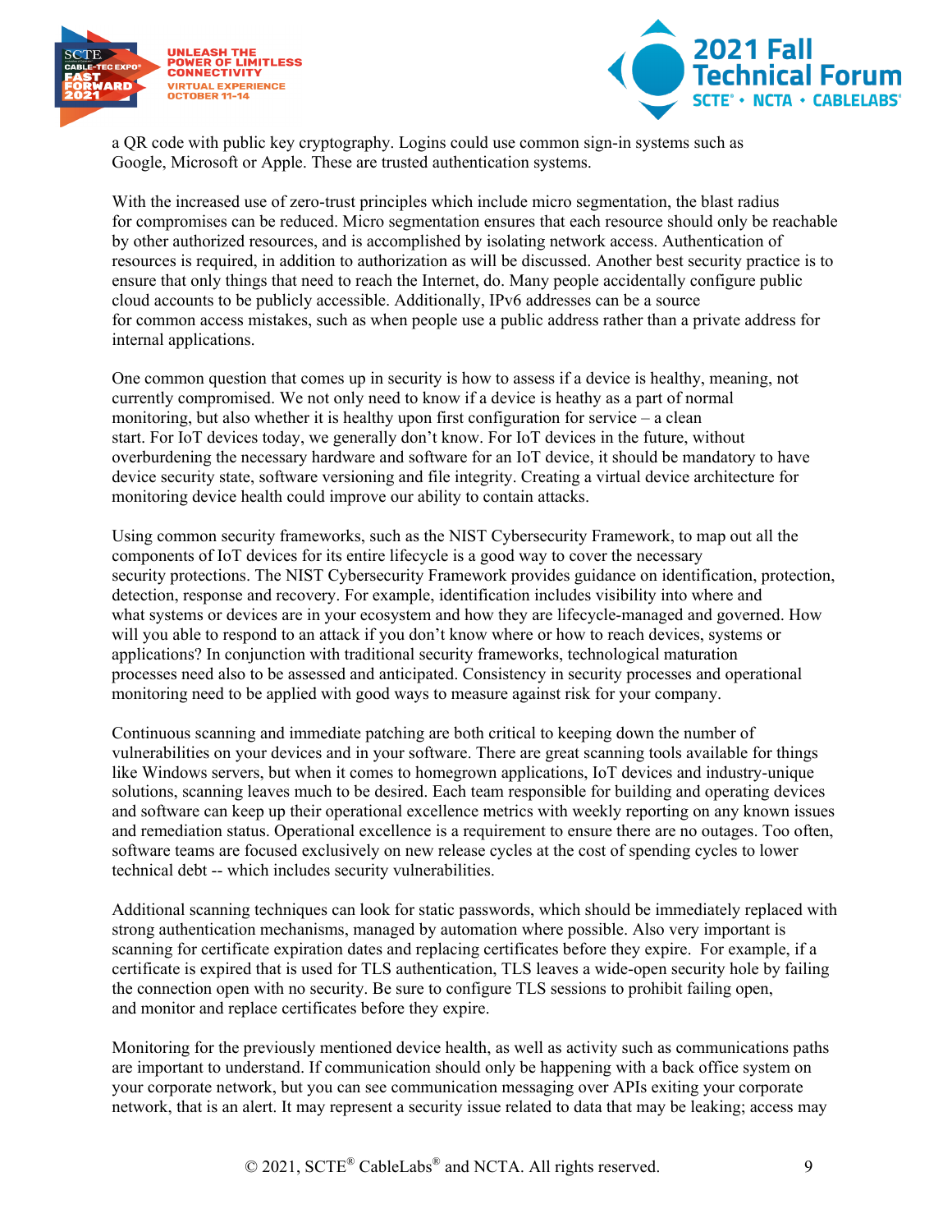a QR code with public key cryptography. Logins could use common sign-in systems such as Google, Microsoft or Apple. These are trusted authentication systems.

With the increased use of zero-trust principles which include micro segmentation, the blast radius for compromises can be reduced. Micro segmentation ensures that each resource should only be reachable by other authorized resources, and is accomplished by isolating network access. Authentication of resources is required, in addition to authorization as will be discussed. Another best security practice is to ensure that only things that need to reach the Internet, do. Many people accidentally configure public cloud accounts to be publicly accessible. Additionally, IPv6 addresses can be a source for common access mistakes, such as when people use a public address rather than a private address for internal applications.

One common question that comes up in security is how to assess if a device is healthy, meaning, not currently compromised. We not only need to know if a device is heathy as a part of normal monitoring, but also whether it is healthy upon first configuration for service – a clean start. For IoT devices today, we generally don't know. For IoT devices in the future, without overburdening the necessary hardware and software for an IoT device, it should be mandatory to have device security state, software versioning and file integrity. Creating a virtual device architecture for monitoring device health could improve our ability to contain attacks.

Using common security frameworks, such as the NIST Cybersecurity Framework, to map out all the components of IoT devices for its entire lifecycle is a good way to cover the necessary security protections. The NIST Cybersecurity Framework provides guidance on identification, protection, detection, response and recovery. For example, identification includes visibility into where and what systems or devices are in your ecosystem and how they are lifecycle-managed and governed. How will you able to respond to an attack if you don't know where or how to reach devices, systems or applications? In conjunction with traditional security frameworks, technological maturation processes need also to be assessed and anticipated. Consistency in security processes and operational monitoring need to be applied with good ways to measure against risk for your company.

Continuous scanning and immediate patching are both critical to keeping down the number of vulnerabilities on your devices and in your software. There are great scanning tools available for things like Windows servers, but when it comes to homegrown applications, IoT devices and industry-unique solutions, scanning leaves much to be desired. Each team responsible for building and operating devices and software can keep up their operational excellence metrics with weekly reporting on any known issues and remediation status. Operational excellence is a requirement to ensure there are no outages. Too often, software teams are focused exclusively on new release cycles at the cost of spending cycles to lower technical debt -- which includes security vulnerabilities.

Additional scanning techniques can look for static passwords, which should be immediately replaced with strong authentication mechanisms, managed by automation where possible. Also very important is scanning for certificate expiration dates and replacing certificates before they expire. For example, if a certificate is expired that is used for TLS authentication, TLS leaves a wide-open security hole by failing the connection open with no security. Be sure to configure TLS sessions to prohibit failing open, and monitor and replace certificates before they expire.

Monitoring for the previously mentioned device health, as well as activity such as communications paths are important to understand. If communication should only be happening with a back office system on your corporate network, but you can see communication messaging over APIs exiting your corporate network, that is an alert. It may represent a security issue related to data that may be leaking; access may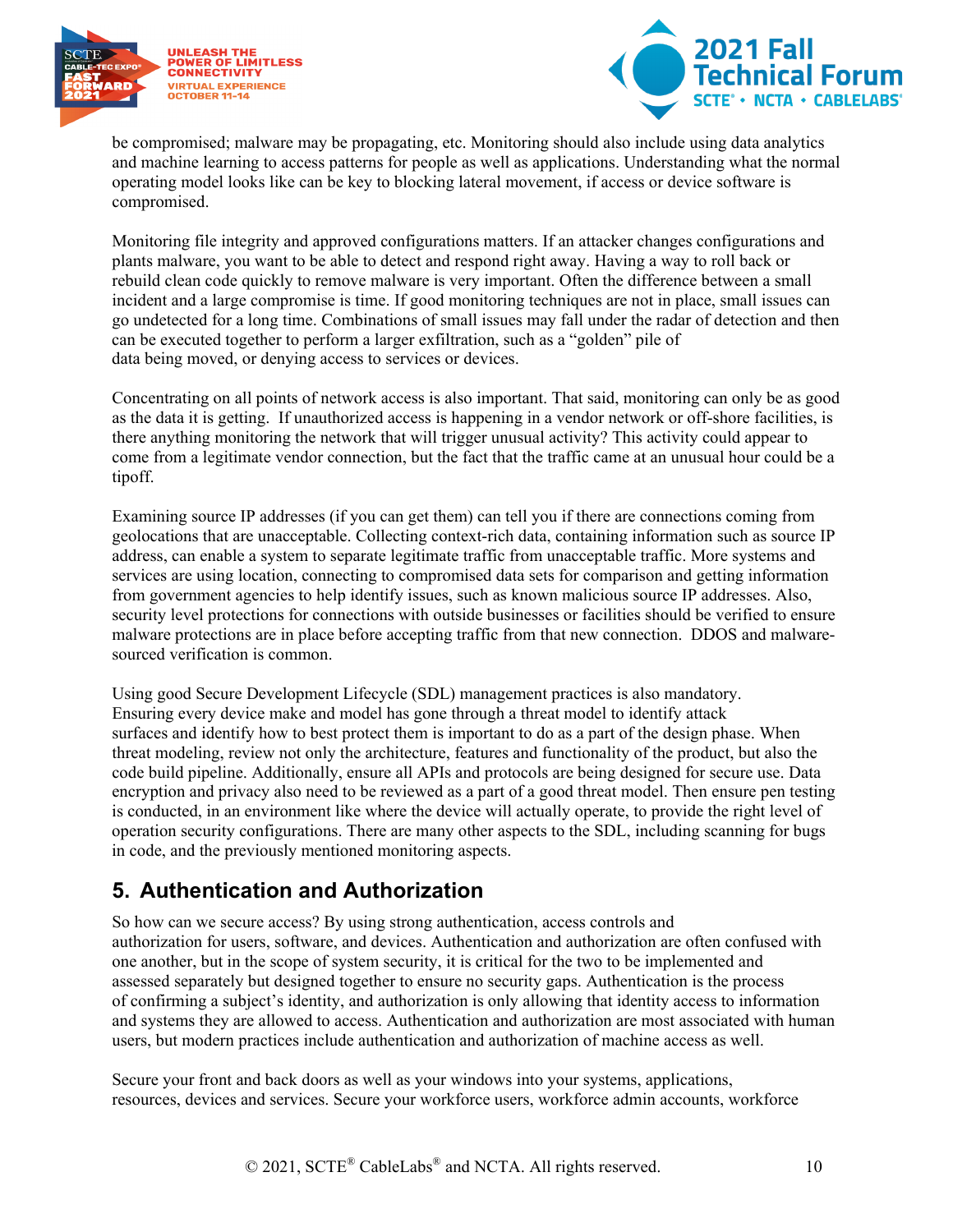be compromised; malware may be propagating, etc. Monitoring should also include using data analytics and machine learning to access patterns for people as well as applications. Understanding what the normal operating model looks like can be key to blocking lateral movement, if access or device software is compromised.

Monitoring file integrity and approved configurations matters. If an attacker changes configurations and plants malware, you want to be able to detect and respond right away. Having a way to roll back or rebuild clean code quickly to remove malware is very important. Often the difference between a small incident and a large compromise is time. If good monitoring techniques are not in place, small issues can go undetected for a long time. Combinations of small issues may fall under the radar of detection and then can be executed together to perform a larger exfiltration, such as a "golden" pile of data being moved, or denying access to services or devices.

Concentrating on all points of network access is also important. That said, monitoring can only be as good as the data it is getting. If unauthorized access is happening in a vendor network or off-shore facilities, is there anything monitoring the network that will trigger unusual activity? This activity could appear to come from a legitimate vendor connection, but the fact that the traffic came at an unusual hour could be a tipoff.

Examining source IP addresses (if you can get them) can tell you if there are connections coming from geolocations that are unacceptable. Collecting context-rich data, containing information such as source IP address, can enable a system to separate legitimate traffic from unacceptable traffic. More systems and services are using location, connecting to compromised data sets for comparison and getting information from government agencies to help identify issues, such as known malicious source IP addresses. Also, security level protections for connections with outside businesses or facilities should be verified to ensure malware protections are in place before accepting traffic from that new connection. DDOS and malware-sourced verification is common.

Using good Secure Development Lifecycle (SDL) management practices is also mandatory. Ensuring every device make and model has gone through a threat model to identify attack surfaces and identify how to best protect them is important to do as a part of the design phase. When threat modeling, review not only the architecture, features and functionality of the product, but also the code build pipeline. Additionally, ensure all APIs and protocols are being designed for secure use. Data encryption and privacy also need to be reviewed as a part of a good threat model. Then ensure pen testing is conducted, in an environment like where the device will actually operate, to provide the right level of operation security configurations. There are many other aspects to the SDL, including scanning for bugs in code, and the previously mentioned monitoring aspects.

## 5. Authentication and Authorization

So how can we secure access? By using strong authentication, access controls and authorization for users, software, and devices. Authentication and authorization are often confused with one another, but in the scope of system security, it is critical for the two to be implemented and assessed separately but designed together to ensure no security gaps. Authentication is the process of confirming a subject's identity, and authorization is only allowing that identity access to information and systems they are allowed to access. Authentication and authorization are most associated with human users, but modern practices include authentication and authorization of machine access as well.

Secure your front and back doors as well as your windows into your systems, applications, resources, devices and services. Secure your workforce users, workforce admin accounts, workforce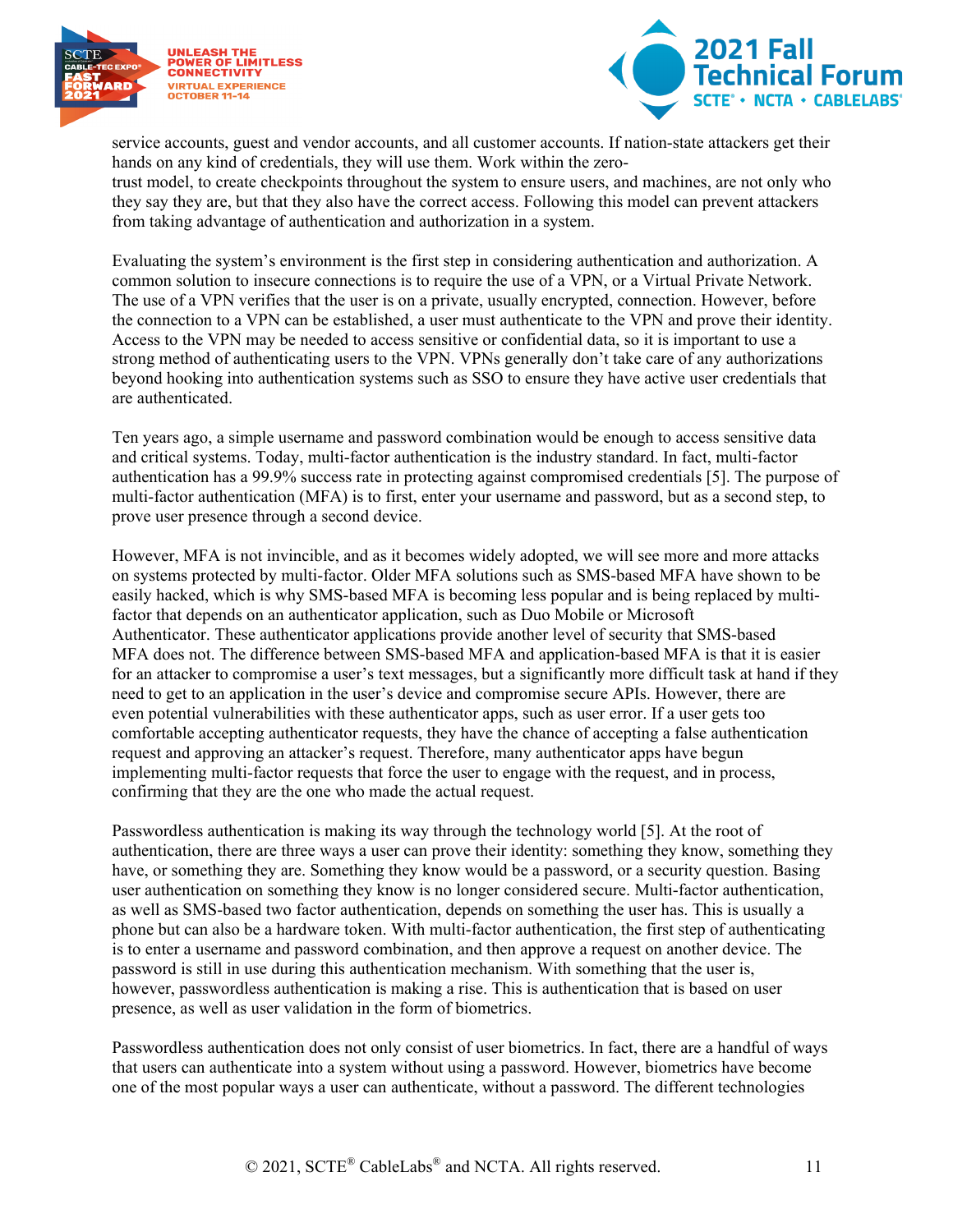service accounts, guest and vendor accounts, and all customer accounts. If nation-state attackers get their hands on any kind of credentials, they will use them. Work within the zero-trust model, to create checkpoints throughout the system to ensure users, and machines, are not only who they say they are, but that they also have the correct access. Following this model can prevent attackers from taking advantage of authentication and authorization in a system.

Evaluating the system's environment is the first step in considering authentication and authorization. A common solution to insecure connections is to require the use of a VPN, or a Virtual Private Network. The use of a VPN verifies that the user is on a private, usually encrypted, connection. However, before the connection to a VPN can be established, a user must authenticate to the VPN and prove their identity. Access to the VPN may be needed to access sensitive or confidential data, so it is important to use a strong method of authenticating users to the VPN. VPNs generally don't take care of any authorizations beyond hooking into authentication systems such as SSO to ensure they have active user credentials that are authenticated.

Ten years ago, a simple username and password combination would be enough to access sensitive data and critical systems. Today, multi-factor authentication is the industry standard. In fact, multi-factor authentication has a 99.9% success rate in protecting against compromised credentials [5]. The purpose of multi-factor authentication (MFA) is to first, enter your username and password, but as a second step, to prove user presence through a second device.

However, MFA is not invincible, and as it becomes widely adopted, we will see more and more attacks on systems protected by multi-factor. Older MFA solutions such as SMS-based MFA have shown to be easily hacked, which is why SMS-based MFA is becoming less popular and is being replaced by multi-factor that depends on an authenticator application, such as Duo Mobile or Microsoft Authenticator. These authenticator applications provide another level of security that SMS-based MFA does not. The difference between SMS-based MFA and application-based MFA is that it is easier for an attacker to compromise a user's text messages, but a significantly more difficult task at hand if they need to get to an application in the user's device and compromise secure APIs. However, there are even potential vulnerabilities with these authenticator apps, such as user error. If a user gets too comfortable accepting authenticator requests, they have the chance of accepting a false authentication request and approving an attacker's request. Therefore, many authenticator apps have begun implementing multi-factor requests that force the user to engage with the request, and in process, confirming that they are the one who made the actual request.

Passwordless authentication is making its way through the technology world [5]. At the root of authentication, there are three ways a user can prove their identity: something they know, something they have, or something they are. Something they know would be a password, or a security question. Basing user authentication on something they know is no longer considered secure. Multi-factor authentication, as well as SMS-based two factor authentication, depends on something the user has. This is usually a phone but can also be a hardware token. With multi-factor authentication, the first step of authenticating is to enter a username and password combination, and then approve a request on another device. The password is still in use during this authentication mechanism. With something that the user is, however, passwordless authentication is making a rise. This is authentication that is based on user presence, as well as user validation in the form of biometrics.

Passwordless authentication does not only consist of user biometrics. In fact, there are a handful of ways that users can authenticate into a system without using a password. However, biometrics have become one of the most popular ways a user can authenticate, without a password. The different technologies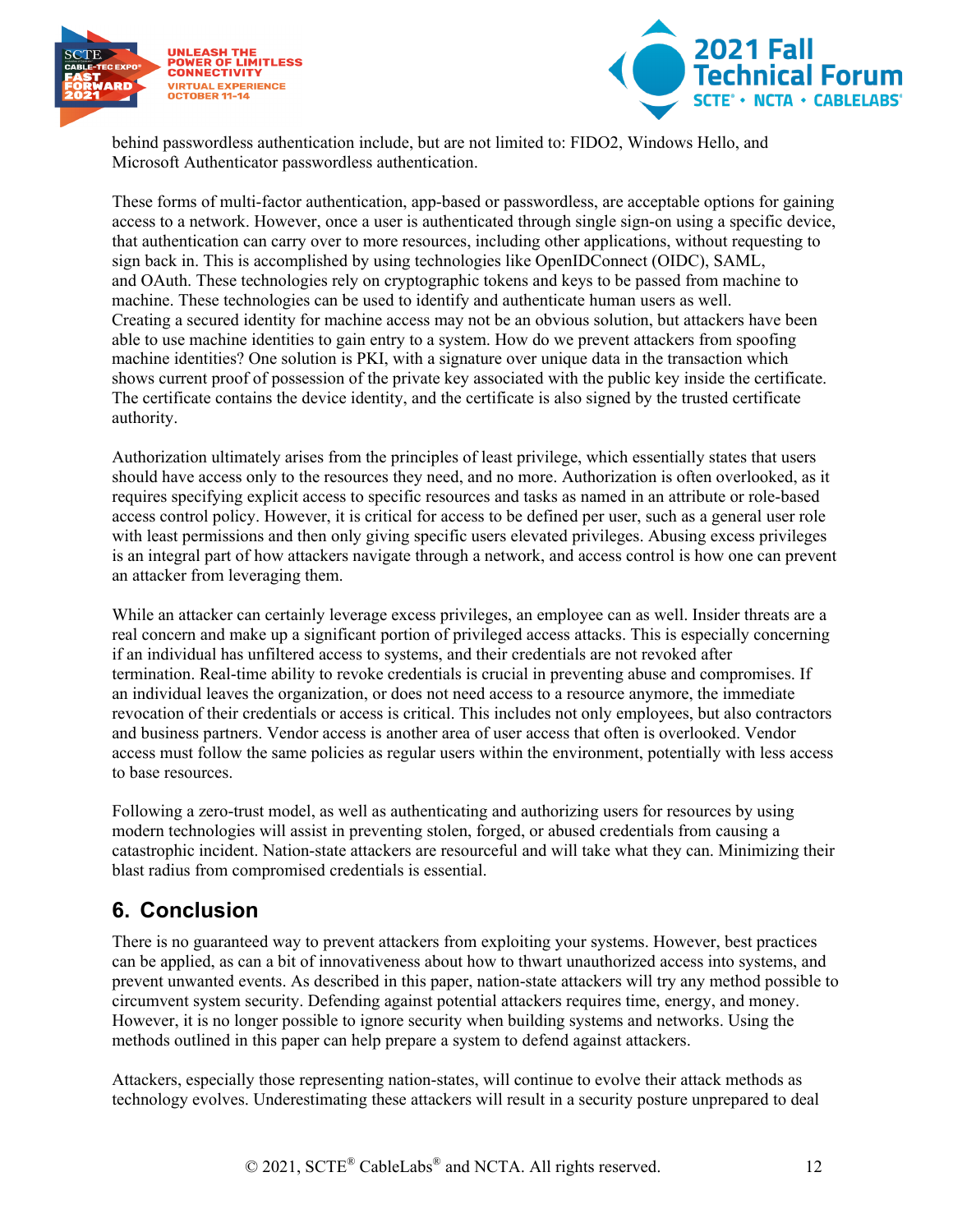behind passwordless authentication include, but are not limited to: FIDO2, Windows Hello, and Microsoft Authenticator passwordless authentication.

These forms of multi-factor authentication, app-based or passwordless, are acceptable options for gaining access to a network. However, once a user is authenticated through single sign-on using a specific device, that authentication can carry over to more resources, including other applications, without requesting to sign back in. This is accomplished by using technologies like OpenIDConnect (OIDC), SAML, and OAuth. These technologies rely on cryptographic tokens and keys to be passed from machine to machine. These technologies can be used to identify and authenticate human users as well. Creating a secured identity for machine access may not be an obvious solution, but attackers have been able to use machine identities to gain entry to a system. How do we prevent attackers from spoofing machine identities? One solution is PKI, with a signature over unique data in the transaction which shows current proof of possession of the private key associated with the public key inside the certificate. The certificate contains the device identity, and the certificate is also signed by the trusted certificate authority.

Authorization ultimately arises from the principles of least privilege, which essentially states that users should have access only to the resources they need, and no more. Authorization is often overlooked, as it requires specifying explicit access to specific resources and tasks as named in an attribute or role-based access control policy. However, it is critical for access to be defined per user, such as a general user role with least permissions and then only giving specific users elevated privileges. Abusing excess privileges is an integral part of how attackers navigate through a network, and access control is how one can prevent an attacker from leveraging them.

While an attacker can certainly leverage excess privileges, an employee can as well. Insider threats are a real concern and make up a significant portion of privileged access attacks. This is especially concerning if an individual has unfiltered access to systems, and their credentials are not revoked after termination. Real-time ability to revoke credentials is crucial in preventing abuse and compromises. If an individual leaves the organization, or does not need access to a resource anymore, the immediate revocation of their credentials or access is critical. This includes not only employees, but also contractors and business partners. Vendor access is another area of user access that often is overlooked. Vendor access must follow the same policies as regular users within the environment, potentially with less access to base resources.

Following a zero-trust model, as well as authenticating and authorizing users for resources by using modern technologies will assist in preventing stolen, forged, or abused credentials from causing a catastrophic incident. Nation-state attackers are resourceful and will take what they can. Minimizing their blast radius from compromised credentials is essential.

## 6. Conclusion

There is no guaranteed way to prevent attackers from exploiting your systems. However, best practices can be applied, as can a bit of innovativeness about how to thwart unauthorized access into systems, and prevent unwanted events. As described in this paper, nation-state attackers will try any method possible to circumvent system security. Defending against potential attackers requires time, energy, and money. However, it is no longer possible to ignore security when building systems and networks. Using the methods outlined in this paper can help prepare a system to defend against attackers.

Attackers, especially those representing nation-states, will continue to evolve their attack methods as technology evolves. Underestimating these attackers will result in a security posture unprepared to deal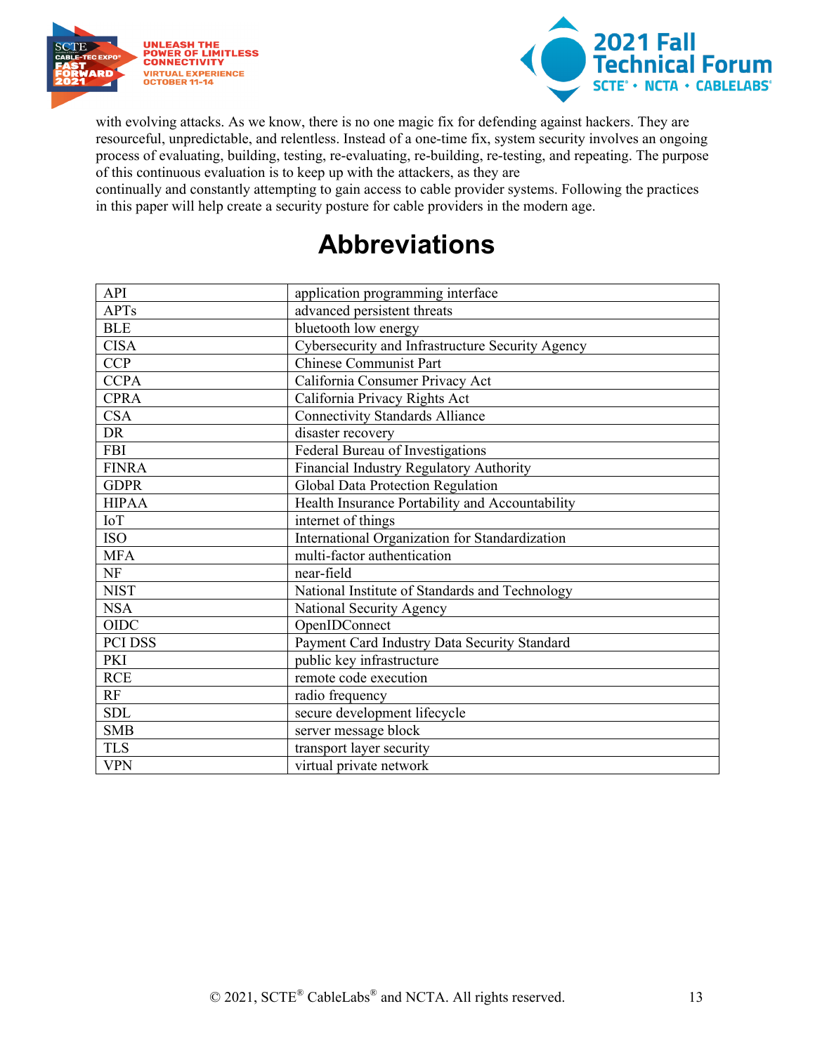with evolving attacks. As we know, there is no one magic fix for defending against hackers. They are resourceful, unpredictable, and relentless. Instead of a one-time fix, system security involves an ongoing process of evaluating, building, testing, re-evaluating, re-building, re-testing, and repeating. The purpose of this continuous evaluation is to keep up with the attackers, as they are continually and constantly attempting to gain access to cable provider systems. Following the practices in this paper will help create a security posture for cable providers in the modern age.

# Abbreviations

| | |
|---|---|
| API | application programming interface |
| APTs | advanced persistent threats |
| BLE | bluetooth low energy |
| CISA | Cybersecurity and Infrastructure Security Agency |
| CCP | Chinese Communist Part |
| CCPA | California Consumer Privacy Act |
| CPRA | California Privacy Rights Act |
| CSA | Connectivity Standards Alliance |
| DR | disaster recovery |
| FBI | Federal Bureau of Investigations |
| FINRA | Financial Industry Regulatory Authority |
| GDPR | Global Data Protection Regulation |
| HIPAA | Health Insurance Portability and Accountability |
| IoT | internet of things |
| ISO | International Organization for Standardization |
| MFA | multi-factor authentication |
| NF | near-field |
| NIST | National Institute of Standards and Technology |
| NSA | National Security Agency |
| OIDC | OpenIDConnect |
| PCI DSS | Payment Card Industry Data Security Standard |
| PKI | public key infrastructure |
| RCE | remote code execution |
| RF | radio frequency |
| SDL | secure development lifecycle |
| SMB | server message block |
| TLS | transport layer security |
| VPN | virtual private network |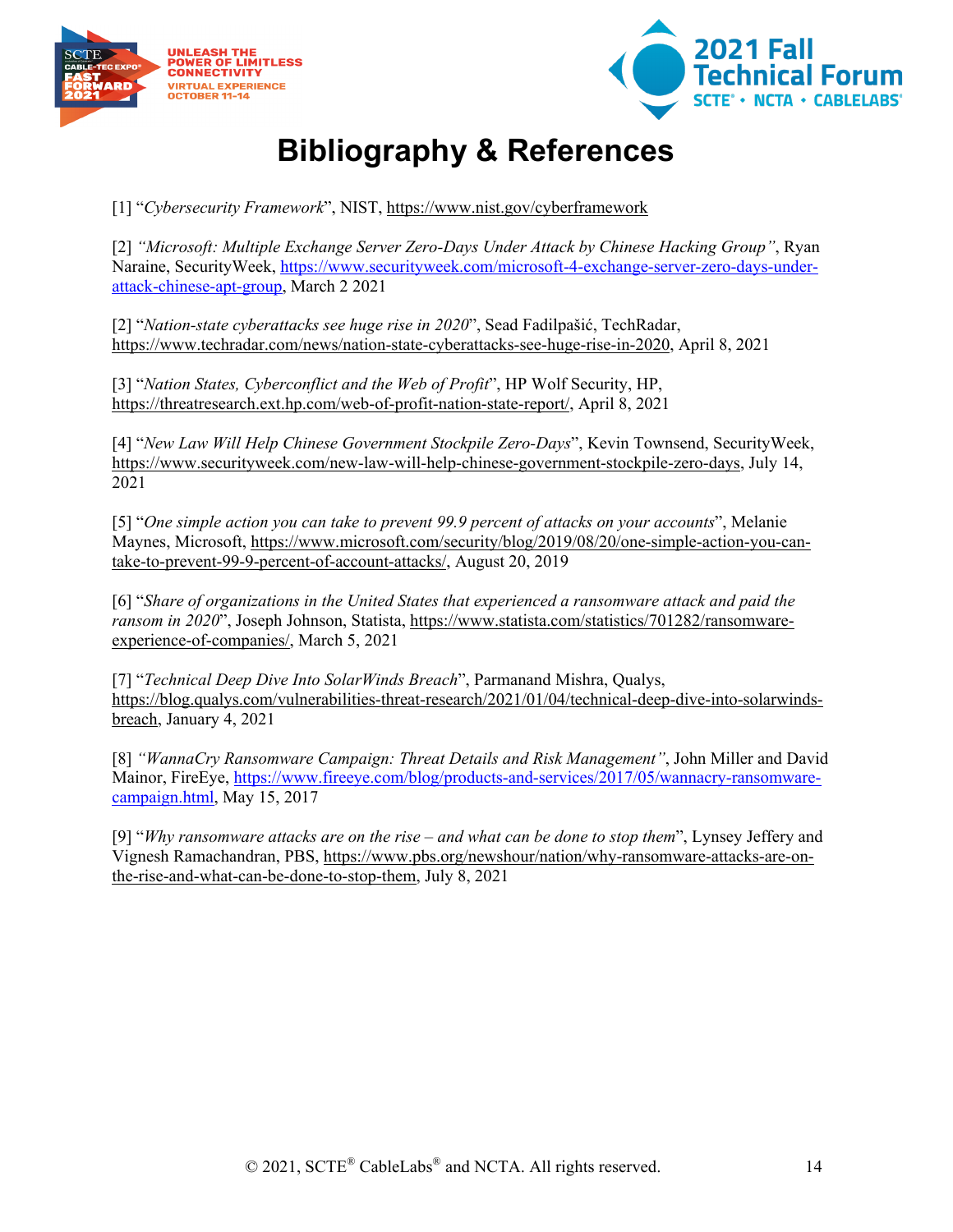# Bibliography & References

[1] "*Cybersecurity Framework*", NIST, https://www.nist.gov/cyberframework

[2] *"Microsoft: Multiple Exchange Server Zero-Days Under Attack by Chinese Hacking Group"*, Ryan Naraine, SecurityWeek, https://www.securityweek.com/microsoft-4-exchange-server-zero-days-under-attack-chinese-apt-group, March 2 2021

[2] "*Nation-state cyberattacks see huge rise in 2020*", Sead Fadilpašić, TechRadar, https://www.techradar.com/news/nation-state-cyberattacks-see-huge-rise-in-2020, April 8, 2021

[3] "*Nation States, Cyberconflict and the Web of Profit*", HP Wolf Security, HP, https://threatresearch.ext.hp.com/web-of-profit-nation-state-report/, April 8, 2021

[4] "*New Law Will Help Chinese Government Stockpile Zero-Days*", Kevin Townsend, SecurityWeek, https://www.securityweek.com/new-law-will-help-chinese-government-stockpile-zero-days, July 14, 2021

[5] "*One simple action you can take to prevent 99.9 percent of attacks on your accounts*", Melanie Maynes, Microsoft, https://www.microsoft.com/security/blog/2019/08/20/one-simple-action-you-can-take-to-prevent-99-9-percent-of-account-attacks/, August 20, 2019

[6] "*Share of organizations in the United States that experienced a ransomware attack and paid the ransom in 2020*", Joseph Johnson, Statista, https://www.statista.com/statistics/701282/ransomware-experience-of-companies/, March 5, 2021

[7] "*Technical Deep Dive Into SolarWinds Breach*", Parmanand Mishra, Qualys, https://blog.qualys.com/vulnerabilities-threat-research/2021/01/04/technical-deep-dive-into-solarwinds-breach, January 4, 2021

[8] *"WannaCry Ransomware Campaign: Threat Details and Risk Management"*, John Miller and David Mainor, FireEye, https://www.fireeye.com/blog/products-and-services/2017/05/wannacry-ransomware-campaign.html, May 15, 2017

[9] "*Why ransomware attacks are on the rise – and what can be done to stop them*", Lynsey Jeffery and Vignesh Ramachandran, PBS, https://www.pbs.org/newshour/nation/why-ransomware-attacks-are-on-the-rise-and-what-can-be-done-to-stop-them, July 8, 2021